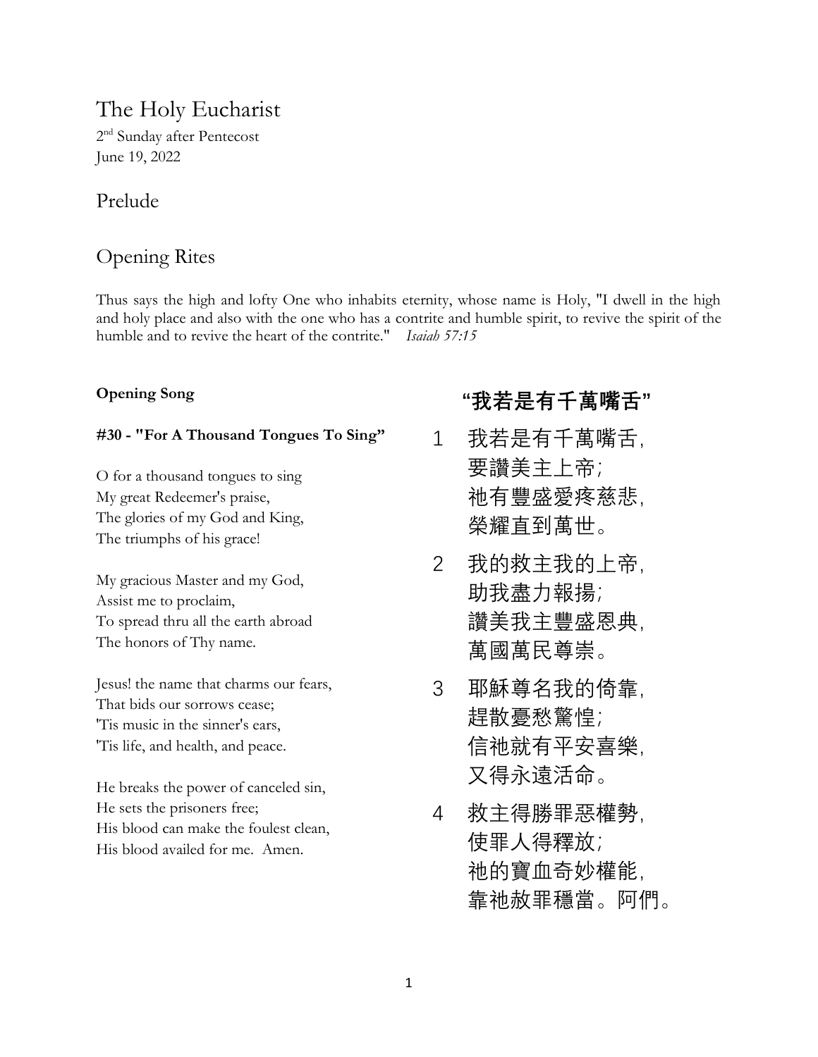# The Holy Eucharist

2nd Sunday after Pentecost
June 19, 2022

## Prelude

## Opening Rites

Thus says the high and lofty One who inhabits eternity, whose name is Holy, "I dwell in the high and holy place and also with the one who has a contrite and humble spirit, to revive the spirit of the humble and to revive the heart of the contrite." *Isaiah 57:15*

**Opening Song**

**#30 - "For A Thousand Tongues To Sing"**

O for a thousand tongues to sing
My great Redeemer's praise,
The glories of my God and King,
The triumphs of his grace!

My gracious Master and my God,
Assist me to proclaim,
To spread thru all the earth abroad
The honors of Thy name.

Jesus! the name that charms our fears,
That bids our sorrows cease;
'Tis music in the sinner's ears,
'Tis life, and health, and peace.

He breaks the power of canceled sin,
He sets the prisoners free;
His blood can make the foulest clean,
His blood availed for me. Amen.

**"我若是有千萬嘴舌"**

1 我若是有千萬嘴舌，
要讚美主上帝；
祂有豐盛愛疼慈悲，
榮耀直到萬世。

2 我的救主我的上帝，
助我盡力報揚；
讚美我主豐盛恩典，
萬國萬民尊崇。

3 耶穌尊名我的倚靠，
趕散憂愁驚惶；
信祂就有平安喜樂，
又得永遠活命。

4 救主得勝罪惡權勢，
使罪人得釋放；
祂的寶血奇妙權能，
靠祂赦罪穩當。阿們。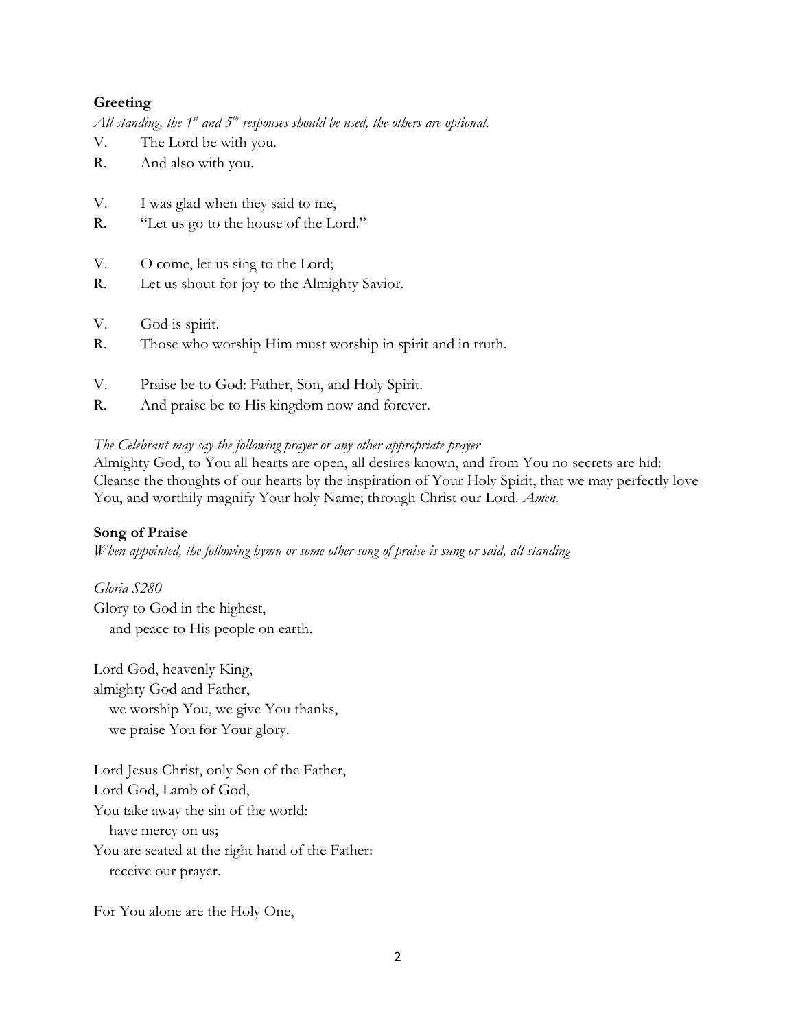**Greeting**

*All standing, the 1st and 5th responses should be used, the others are optional.*

V. The Lord be with you.
R. And also with you.

V. I was glad when they said to me,
R. "Let us go to the house of the Lord."

V. O come, let us sing to the Lord;
R. Let us shout for joy to the Almighty Savior.

V. God is spirit.
R. Those who worship Him must worship in spirit and in truth.

V. Praise be to God: Father, Son, and Holy Spirit.
R. And praise be to His kingdom now and forever.

*The Celebrant may say the following prayer or any other appropriate prayer*

Almighty God, to You all hearts are open, all desires known, and from You no secrets are hid: Cleanse the thoughts of our hearts by the inspiration of Your Holy Spirit, that we may perfectly love You, and worthily magnify Your holy Name; through Christ our Lord. *Amen.*

**Song of Praise**

*When appointed, the following hymn or some other song of praise is sung or said, all standing*

*Gloria S280*

Glory to God in the highest,
   and peace to His people on earth.

Lord God, heavenly King,
almighty God and Father,
   we worship You, we give You thanks,
   we praise You for Your glory.

Lord Jesus Christ, only Son of the Father,
Lord God, Lamb of God,
You take away the sin of the world:
   have mercy on us;
You are seated at the right hand of the Father:
   receive our prayer.

For You alone are the Holy One,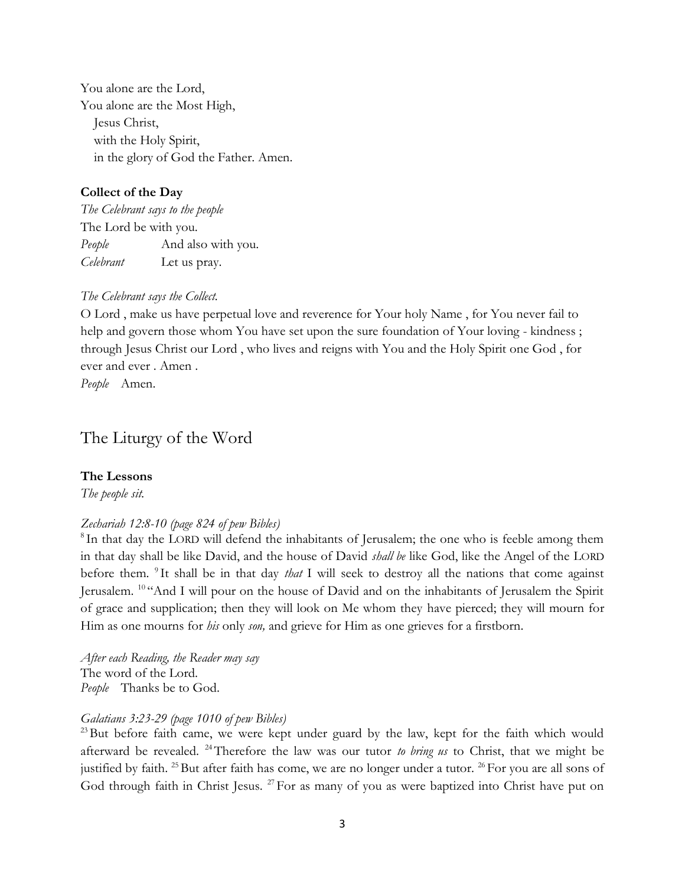You alone are the Lord,
You alone are the Most High,
   Jesus Christ,
   with the Holy Spirit,
   in the glory of God the Father. Amen.

**Collect of the Day**

*The Celebrant says to the people*

The Lord be with you.

*People* And also with you.

*Celebrant* Let us pray.

*The Celebrant says the Collect.*

O Lord , make us have perpetual love and reverence for Your holy Name , for You never fail to help and govern those whom You have set upon the sure foundation of Your loving - kindness ; through Jesus Christ our Lord , who lives and reigns with You and the Holy Spirit one God , for ever and ever . Amen .

*People* Amen.

# The Liturgy of the Word

**The Lessons**

*The people sit.*

*Zechariah 12:8-10 (page 824 of pew Bibles)*

[8] In that day the LORD will defend the inhabitants of Jerusalem; the one who is feeble among them in that day shall be like David, and the house of David *shall be* like God, like the Angel of the LORD before them. [9] It shall be in that day *that* I will seek to destroy all the nations that come against Jerusalem. [10] "And I will pour on the house of David and on the inhabitants of Jerusalem the Spirit of grace and supplication; then they will look on Me whom they have pierced; they will mourn for Him as one mourns for *his* only *son,* and grieve for Him as one grieves for a firstborn.

*After each Reading, the Reader may say*

The word of the Lord.

*People* Thanks be to God.

*Galatians 3:23-29 (page 1010 of pew Bibles)*

[23] But before faith came, we were kept under guard by the law, kept for the faith which would afterward be revealed. [24] Therefore the law was our tutor *to bring us* to Christ, that we might be justified by faith. [25] But after faith has come, we are no longer under a tutor. [26] For you are all sons of God through faith in Christ Jesus. [27] For as many of you as were baptized into Christ have put on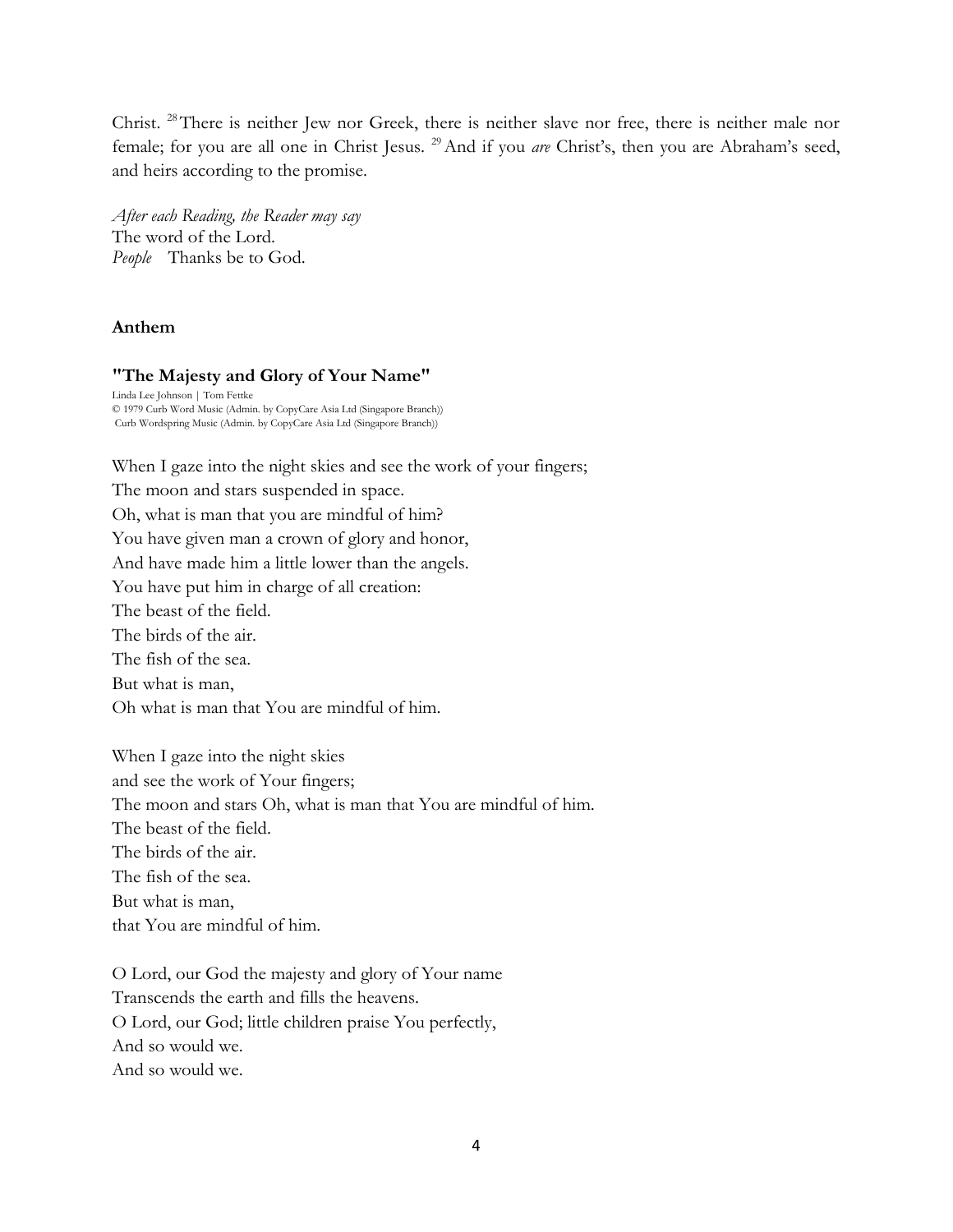Christ. [28] There is neither Jew nor Greek, there is neither slave nor free, there is neither male nor female; for you are all one in Christ Jesus. [29] And if you *are* Christ's, then you are Abraham's seed, and heirs according to the promise.

*After each Reading, the Reader may say*
The word of the Lord.
*People* Thanks be to God.

**Anthem**

**"The Majesty and Glory of Your Name"**

Linda Lee Johnson | Tom Fettke
© 1979 Curb Word Music (Admin. by CopyCare Asia Ltd (Singapore Branch))
Curb Wordspring Music (Admin. by CopyCare Asia Ltd (Singapore Branch))

When I gaze into the night skies and see the work of your fingers;
The moon and stars suspended in space.
Oh, what is man that you are mindful of him?
You have given man a crown of glory and honor,
And have made him a little lower than the angels.
You have put him in charge of all creation:
The beast of the field.
The birds of the air.
The fish of the sea.
But what is man,
Oh what is man that You are mindful of him.

When I gaze into the night skies
and see the work of Your fingers;
The moon and stars Oh, what is man that You are mindful of him.
The beast of the field.
The birds of the air.
The fish of the sea.
But what is man,
that You are mindful of him.

O Lord, our God the majesty and glory of Your name
Transcends the earth and fills the heavens.
O Lord, our God; little children praise You perfectly,
And so would we.
And so would we.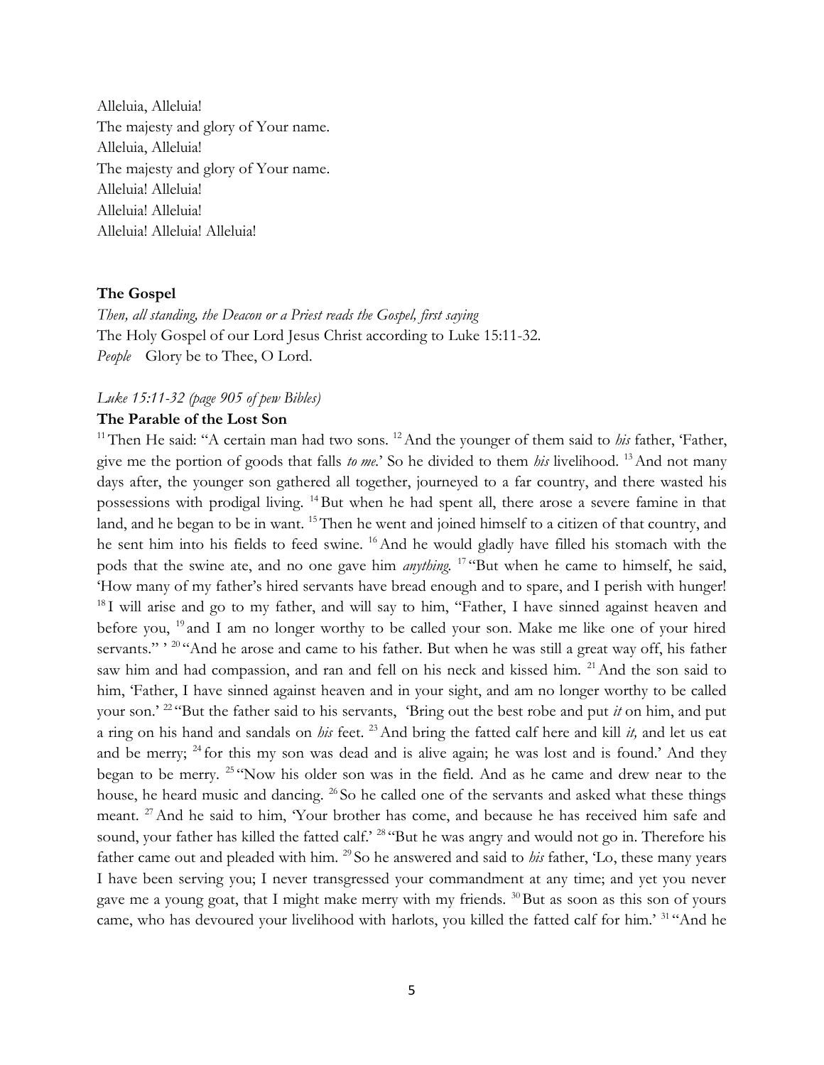Alleluia, Alleluia!
The majesty and glory of Your name.
Alleluia, Alleluia!
The majesty and glory of Your name.
Alleluia! Alleluia!
Alleluia! Alleluia!
Alleluia! Alleluia! Alleluia!

**The Gospel**

*Then, all standing, the Deacon or a Priest reads the Gospel, first saying*
The Holy Gospel of our Lord Jesus Christ according to Luke 15:11-32.
*People* Glory be to Thee, O Lord.

*Luke 15:11-32 (page 905 of pew Bibles)*

**The Parable of the Lost Son**

[11] Then He said: "A certain man had two sons. [12] And the younger of them said to *his* father, 'Father, give me the portion of goods that falls *to me*.' So he divided to them *his* livelihood. [13] And not many days after, the younger son gathered all together, journeyed to a far country, and there wasted his possessions with prodigal living. [14] But when he had spent all, there arose a severe famine in that land, and he began to be in want. [15] Then he went and joined himself to a citizen of that country, and he sent him into his fields to feed swine. [16] And he would gladly have filled his stomach with the pods that the swine ate, and no one gave him *anything*. [17] "But when he came to himself, he said, 'How many of my father's hired servants have bread enough and to spare, and I perish with hunger! [18] I will arise and go to my father, and will say to him, "Father, I have sinned against heaven and before you, [19] and I am no longer worthy to be called your son. Make me like one of your hired servants." ' [20] "And he arose and came to his father. But when he was still a great way off, his father saw him and had compassion, and ran and fell on his neck and kissed him. [21] And the son said to him, 'Father, I have sinned against heaven and in your sight, and am no longer worthy to be called your son.' [22] "But the father said to his servants, 'Bring out the best robe and put *it* on him, and put a ring on his hand and sandals on *his* feet. [23] And bring the fatted calf here and kill *it,* and let us eat and be merry; [24] for this my son was dead and is alive again; he was lost and is found.' And they began to be merry. [25] "Now his older son was in the field. And as he came and drew near to the house, he heard music and dancing. [26] So he called one of the servants and asked what these things meant. [27] And he said to him, 'Your brother has come, and because he has received him safe and sound, your father has killed the fatted calf.' [28] "But he was angry and would not go in. Therefore his father came out and pleaded with him. [29] So he answered and said to *his* father, 'Lo, these many years I have been serving you; I never transgressed your commandment at any time; and yet you never gave me a young goat, that I might make merry with my friends. [30] But as soon as this son of yours came, who has devoured your livelihood with harlots, you killed the fatted calf for him.' [31] "And he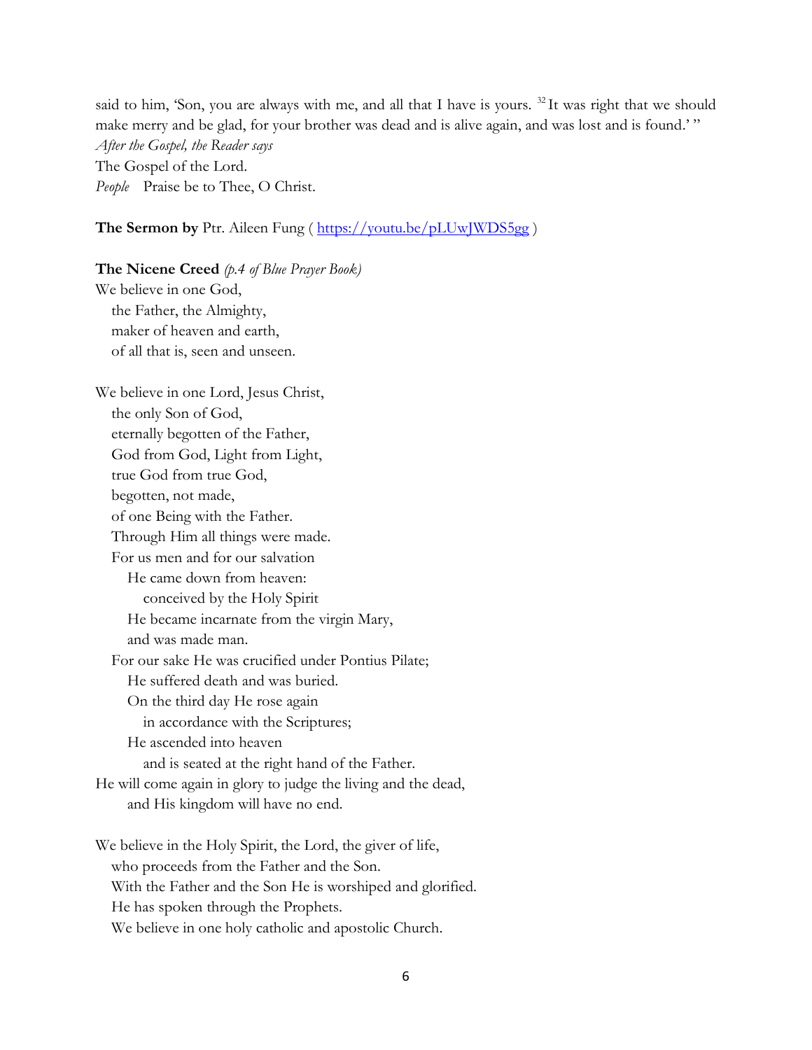said to him, 'Son, you are always with me, and all that I have is yours. [32] It was right that we should make merry and be glad, for your brother was dead and is alive again, and was lost and is found.' "

*After the Gospel, the Reader says*

The Gospel of the Lord.

*People* Praise be to Thee, O Christ.

**The Sermon by** Ptr. Aileen Fung ( https://youtu.be/pLUwJWDS5gg )

**The Nicene Creed** *(p.4 of Blue Prayer Book)*

We believe in one God,
 the Father, the Almighty,
 maker of heaven and earth,
 of all that is, seen and unseen.

We believe in one Lord, Jesus Christ,
 the only Son of God,
 eternally begotten of the Father,
 God from God, Light from Light,
 true God from true God,
 begotten, not made,
 of one Being with the Father.
 Through Him all things were made.
 For us men and for our salvation
  He came down from heaven:
   conceived by the Holy Spirit
  He became incarnate from the virgin Mary,
  and was made man.
 For our sake He was crucified under Pontius Pilate;
  He suffered death and was buried.
  On the third day He rose again
   in accordance with the Scriptures;
  He ascended into heaven
   and is seated at the right hand of the Father.
He will come again in glory to judge the living and the dead,
  and His kingdom will have no end.

We believe in the Holy Spirit, the Lord, the giver of life,
 who proceeds from the Father and the Son.
 With the Father and the Son He is worshiped and glorified.
 He has spoken through the Prophets.
 We believe in one holy catholic and apostolic Church.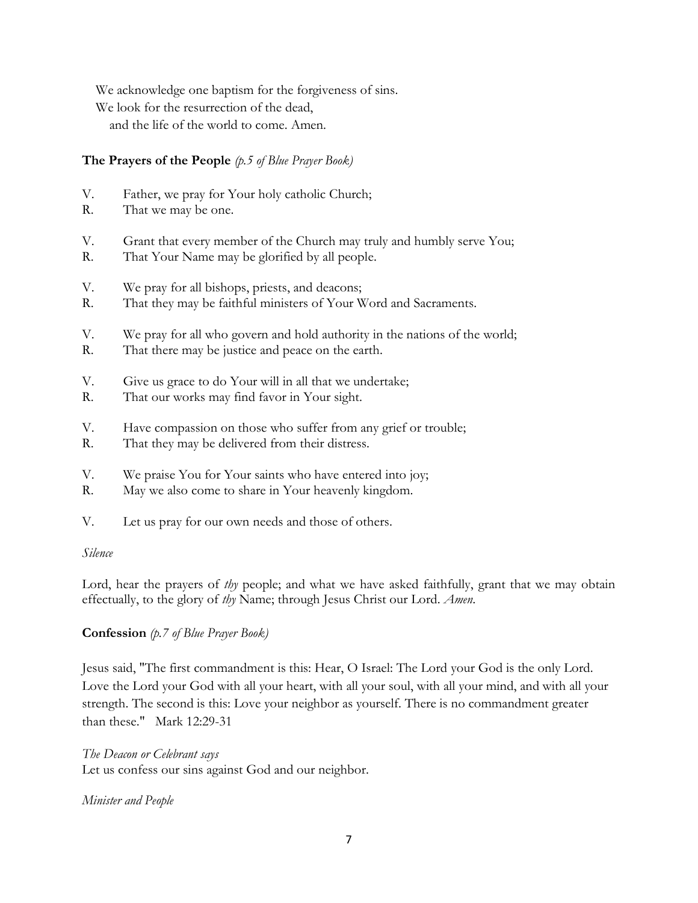We acknowledge one baptism for the forgiveness of sins.
We look for the resurrection of the dead,
and the life of the world to come. Amen.

**The Prayers of the People** *(p.5 of Blue Prayer Book)*

V. Father, we pray for Your holy catholic Church;
R. That we may be one.

V. Grant that every member of the Church may truly and humbly serve You;
R. That Your Name may be glorified by all people.

V. We pray for all bishops, priests, and deacons;
R. That they may be faithful ministers of Your Word and Sacraments.

V. We pray for all who govern and hold authority in the nations of the world;
R. That there may be justice and peace on the earth.

V. Give us grace to do Your will in all that we undertake;
R. That our works may find favor in Your sight.

V. Have compassion on those who suffer from any grief or trouble;
R. That they may be delivered from their distress.

V. We praise You for Your saints who have entered into joy;
R. May we also come to share in Your heavenly kingdom.

V. Let us pray for our own needs and those of others.

*Silence*

Lord, hear the prayers of *thy* people; and what we have asked faithfully, grant that we may obtain effectually, to the glory of *thy* Name; through Jesus Christ our Lord. *Amen.*

**Confession** *(p.7 of Blue Prayer Book)*

Jesus said, "The first commandment is this: Hear, O Israel: The Lord your God is the only Lord. Love the Lord your God with all your heart, with all your soul, with all your mind, and with all your strength. The second is this: Love your neighbor as yourself. There is no commandment greater than these." Mark 12:29-31

*The Deacon or Celebrant says*
Let us confess our sins against God and our neighbor.

*Minister and People*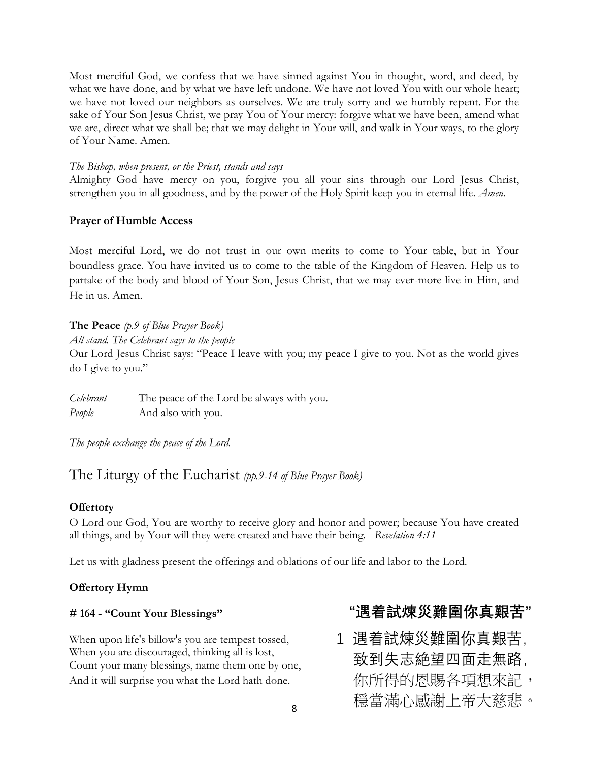Most merciful God, we confess that we have sinned against You in thought, word, and deed, by what we have done, and by what we have left undone. We have not loved You with our whole heart; we have not loved our neighbors as ourselves. We are truly sorry and we humbly repent. For the sake of Your Son Jesus Christ, we pray You of Your mercy: forgive what we have been, amend what we are, direct what we shall be; that we may delight in Your will, and walk in Your ways, to the glory of Your Name. Amen.

*The Bishop, when present, or the Priest, stands and says*

Almighty God have mercy on you, forgive you all your sins through our Lord Jesus Christ, strengthen you in all goodness, and by the power of the Holy Spirit keep you in eternal life. *Amen.*

**Prayer of Humble Access**

Most merciful Lord, we do not trust in our own merits to come to Your table, but in Your boundless grace. You have invited us to come to the table of the Kingdom of Heaven. Help us to partake of the body and blood of Your Son, Jesus Christ, that we may ever-more live in Him, and He in us. Amen.

**The Peace** *(p.9 of Blue Prayer Book)*

*All stand. The Celebrant says to the people*

Our Lord Jesus Christ says: "Peace I leave with you; my peace I give to you. Not as the world gives do I give to you."

*Celebrant* The peace of the Lord be always with you.
*People* And also with you.

*The people exchange the peace of the Lord.*

## The Liturgy of the Eucharist *(pp.9-14 of Blue Prayer Book)*

**Offertory**

O Lord our God, You are worthy to receive glory and honor and power; because You have created all things, and by Your will they were created and have their being. *Revelation 4:11*

Let us with gladness present the offerings and oblations of our life and labor to the Lord.

**Offertory Hymn**

**# 164 - "Count Your Blessings"**

When upon life's billow's you are tempest tossed,
When you are discouraged, thinking all is lost,
Count your many blessings, name them one by one,
And it will surprise you what the Lord hath done.

**"遇着試煉災難圍你真艱苦"**

1 遇着試煉災難圍你真艱苦,
致到失志絶望四面走無路,
你所得的恩賜各項想來記，
穩當滿心感謝上帝大慈悲。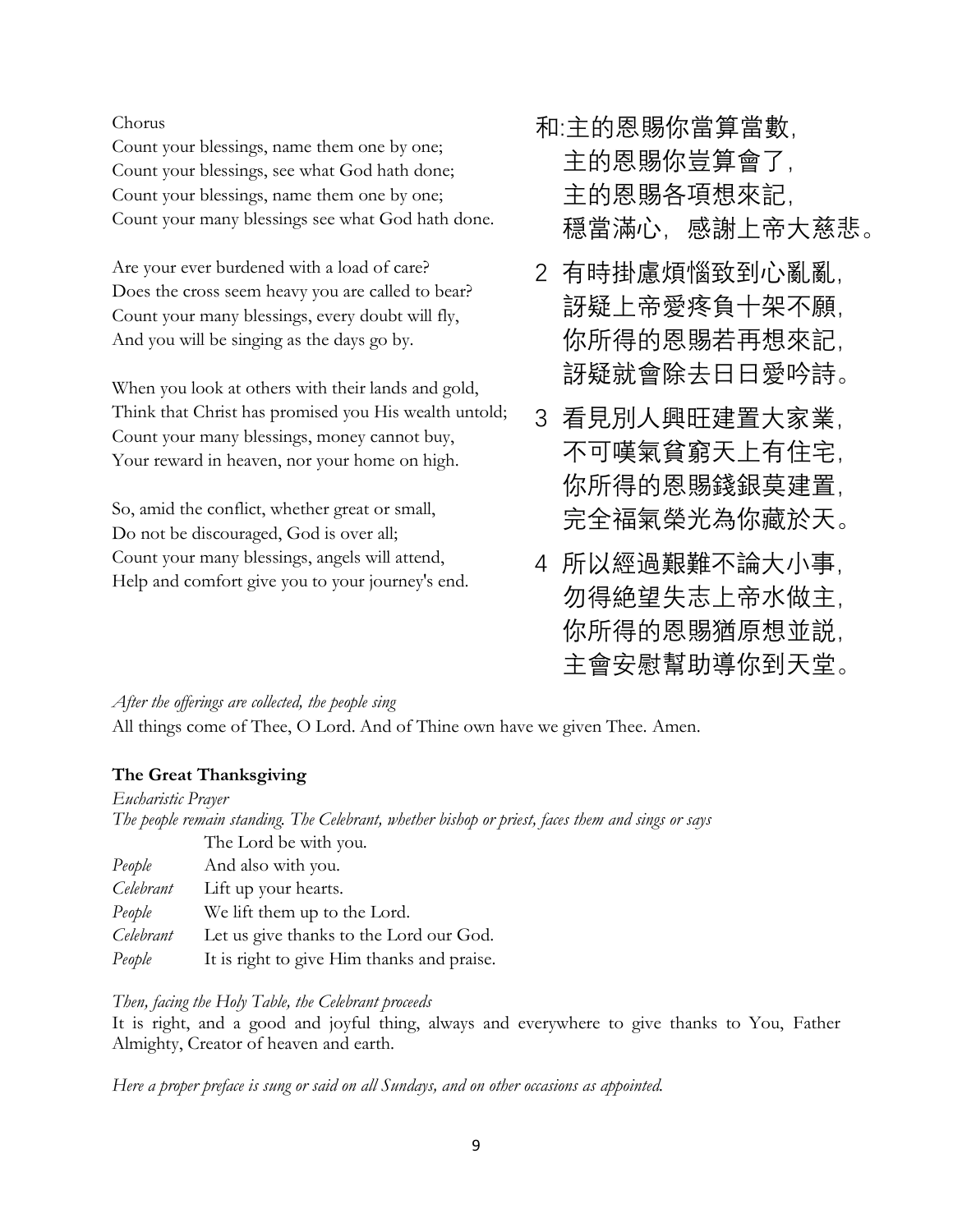Chorus

Count your blessings, name them one by one;
Count your blessings, see what God hath done;
Count your blessings, name them one by one;
Count your many blessings see what God hath done.

Are your ever burdened with a load of care?
Does the cross seem heavy you are called to bear?
Count your many blessings, every doubt will fly,
And you will be singing as the days go by.

When you look at others with their lands and gold,
Think that Christ has promised you His wealth untold;
Count your many blessings, money cannot buy,
Your reward in heaven, nor your home on high.

So, amid the conflict, whether great or small,
Do not be discouraged, God is over all;
Count your many blessings, angels will attend,
Help and comfort give you to your journey's end.

和:主的恩賜你當算當數,
主的恩賜你豈算會了,
主的恩賜各項想來記,
穩當滿心，感謝上帝大慈悲。

2 有時掛慮煩惱致到心亂亂,
訝疑上帝愛疼負十架不願,
你所得的恩賜若再想來記,
訝疑就會除去日日愛吟詩。

3 看見別人興旺建置大家業,
不可嘆氣貧窮天上有住宅,
你所得的恩賜錢銀莫建置,
完全福氣榮光為你藏於天。

4 所以經過艱難不論大小事,
勿得絶望失志上帝水做主,
你所得的恩賜猶原想並説,
主會安慰幫助導你到天堂。

*After the offerings are collected, the people sing*

All things come of Thee, O Lord. And of Thine own have we given Thee. Amen.

**The Great Thanksgiving**

*Eucharistic Prayer*

*The people remain standing. The Celebrant, whether bishop or priest, faces them and sings or says*

| | |
|---|---|
| | The Lord be with you. |
| *People* | And also with you. |
| *Celebrant* | Lift up your hearts. |
| *People* | We lift them up to the Lord. |
| *Celebrant* | Let us give thanks to the Lord our God. |
| *People* | It is right to give Him thanks and praise. |

*Then, facing the Holy Table, the Celebrant proceeds*

It is right, and a good and joyful thing, always and everywhere to give thanks to You, Father Almighty, Creator of heaven and earth.

*Here a proper preface is sung or said on all Sundays, and on other occasions as appointed.*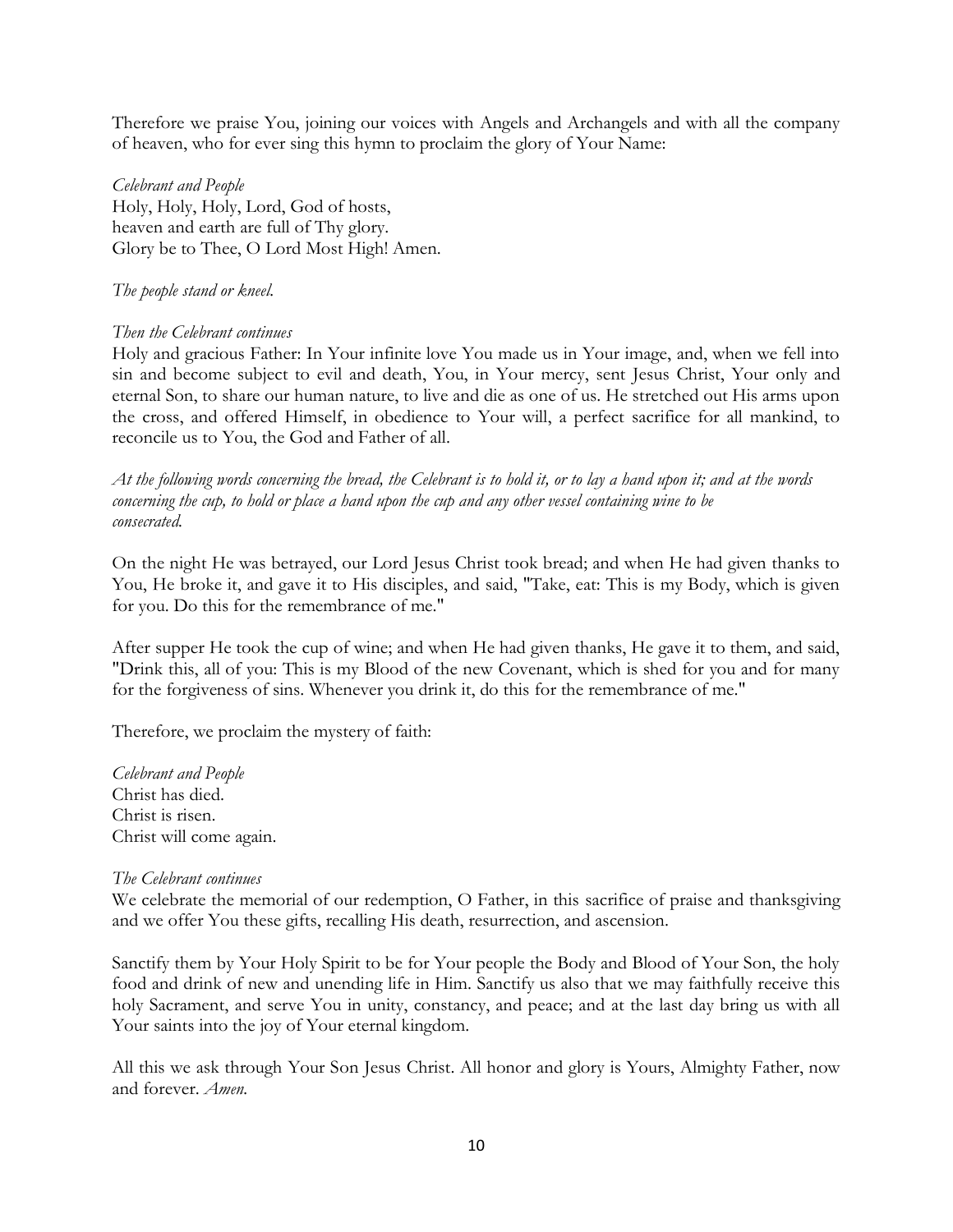Therefore we praise You, joining our voices with Angels and Archangels and with all the company of heaven, who for ever sing this hymn to proclaim the glory of Your Name:

*Celebrant and People*
Holy, Holy, Holy, Lord, God of hosts,
heaven and earth are full of Thy glory.
Glory be to Thee, O Lord Most High! Amen.

*The people stand or kneel.*

*Then the Celebrant continues*
Holy and gracious Father: In Your infinite love You made us in Your image, and, when we fell into sin and become subject to evil and death, You, in Your mercy, sent Jesus Christ, Your only and eternal Son, to share our human nature, to live and die as one of us. He stretched out His arms upon the cross, and offered Himself, in obedience to Your will, a perfect sacrifice for all mankind, to reconcile us to You, the God and Father of all.

*At the following words concerning the bread, the Celebrant is to hold it, or to lay a hand upon it; and at the words concerning the cup, to hold or place a hand upon the cup and any other vessel containing wine to be consecrated.*

On the night He was betrayed, our Lord Jesus Christ took bread; and when He had given thanks to You, He broke it, and gave it to His disciples, and said, "Take, eat: This is my Body, which is given for you. Do this for the remembrance of me."

After supper He took the cup of wine; and when He had given thanks, He gave it to them, and said, "Drink this, all of you: This is my Blood of the new Covenant, which is shed for you and for many for the forgiveness of sins. Whenever you drink it, do this for the remembrance of me."

Therefore, we proclaim the mystery of faith:

*Celebrant and People*
Christ has died.
Christ is risen.
Christ will come again.

*The Celebrant continues*
We celebrate the memorial of our redemption, O Father, in this sacrifice of praise and thanksgiving and we offer You these gifts, recalling His death, resurrection, and ascension.

Sanctify them by Your Holy Spirit to be for Your people the Body and Blood of Your Son, the holy food and drink of new and unending life in Him. Sanctify us also that we may faithfully receive this holy Sacrament, and serve You in unity, constancy, and peace; and at the last day bring us with all Your saints into the joy of Your eternal kingdom.

All this we ask through Your Son Jesus Christ. All honor and glory is Yours, Almighty Father, now and forever. *Amen.*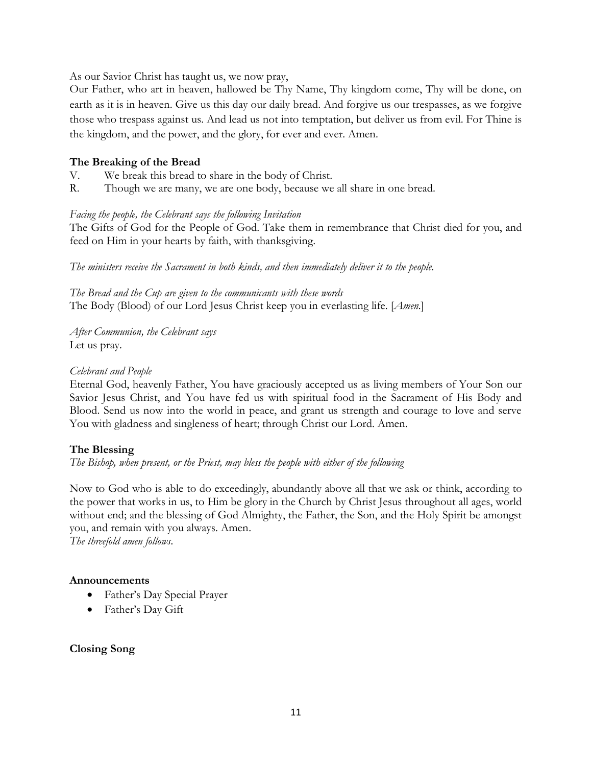As our Savior Christ has taught us, we now pray,

Our Father, who art in heaven, hallowed be Thy Name, Thy kingdom come, Thy will be done, on earth as it is in heaven. Give us this day our daily bread. And forgive us our trespasses, as we forgive those who trespass against us. And lead us not into temptation, but deliver us from evil. For Thine is the kingdom, and the power, and the glory, for ever and ever. Amen.

### The Breaking of the Bread

V. We break this bread to share in the body of Christ.

R. Though we are many, we are one body, because we all share in one bread.

*Facing the people, the Celebrant says the following Invitation*

The Gifts of God for the People of God. Take them in remembrance that Christ died for you, and feed on Him in your hearts by faith, with thanksgiving.

*The ministers receive the Sacrament in both kinds, and then immediately deliver it to the people.*

*The Bread and the Cup are given to the communicants with these words*

The Body (Blood) of our Lord Jesus Christ keep you in everlasting life. [*Amen.*]

*After Communion, the Celebrant says*

Let us pray.

*Celebrant and People*

Eternal God, heavenly Father, You have graciously accepted us as living members of Your Son our Savior Jesus Christ, and You have fed us with spiritual food in the Sacrament of His Body and Blood. Send us now into the world in peace, and grant us strength and courage to love and serve You with gladness and singleness of heart; through Christ our Lord. Amen.

### The Blessing

*The Bishop, when present, or the Priest, may bless the people with either of the following*

Now to God who is able to do exceedingly, abundantly above all that we ask or think, according to the power that works in us, to Him be glory in the Church by Christ Jesus throughout all ages, world without end; and the blessing of God Almighty, the Father, the Son, and the Holy Spirit be amongst you, and remain with you always. Amen.

*The threefold amen follows.*

### Announcements

- Father's Day Special Prayer
- Father's Day Gift

### Closing Song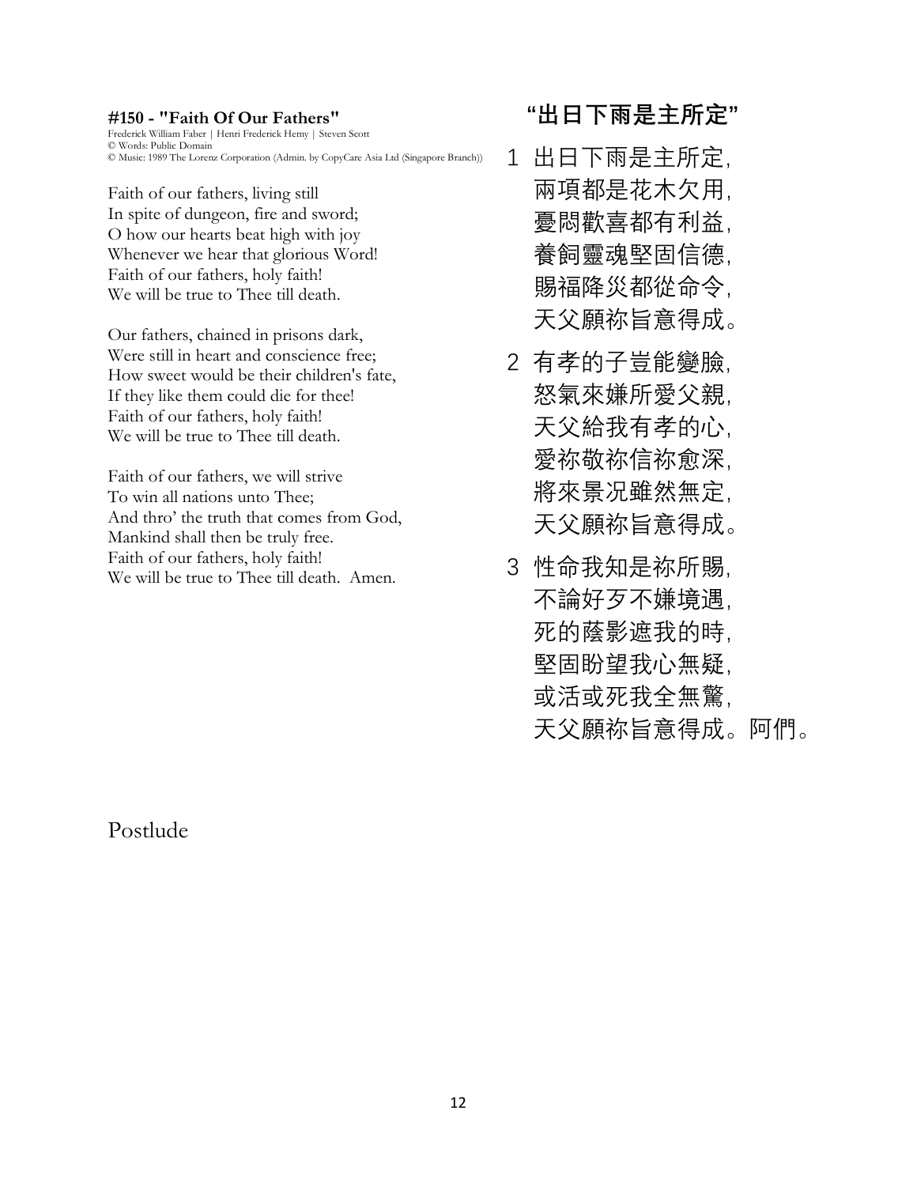**#150 - "Faith Of Our Fathers"**

Frederick William Faber | Henri Frederick Hemy | Steven Scott
© Words: Public Domain
© Music: 1989 The Lorenz Corporation (Admin. by CopyCare Asia Ltd (Singapore Branch))

Faith of our fathers, living still
In spite of dungeon, fire and sword;
O how our hearts beat high with joy
Whenever we hear that glorious Word!
Faith of our fathers, holy faith!
We will be true to Thee till death.

Our fathers, chained in prisons dark,
Were still in heart and conscience free;
How sweet would be their children's fate,
If they like them could die for thee!
Faith of our fathers, holy faith!
We will be true to Thee till death.

Faith of our fathers, we will strive
To win all nations unto Thee;
And thro' the truth that comes from God,
Mankind shall then be truly free.
Faith of our fathers, holy faith!
We will be true to Thee till death. Amen.

## "出日下雨是主所定"

1 出日下雨是主所定,
兩項都是花木欠用,
憂悶歡喜都有利益,
養飼靈魂堅固信德,
賜福降災都從命令,
天父願祢旨意得成。

2 有孝的子豈能變臉,
怒氣來嫌所愛父親,
天父給我有孝的心,
愛祢敬祢信祢愈深,
將來景况雖然無定,
天父願祢旨意得成。

3 性命我知是祢所賜,
不論好歹不嫌境遇,
死的蔭影遮我的時,
堅固盼望我心無疑,
或活或死我全無驚,
天父願祢旨意得成。阿們。

Postlude